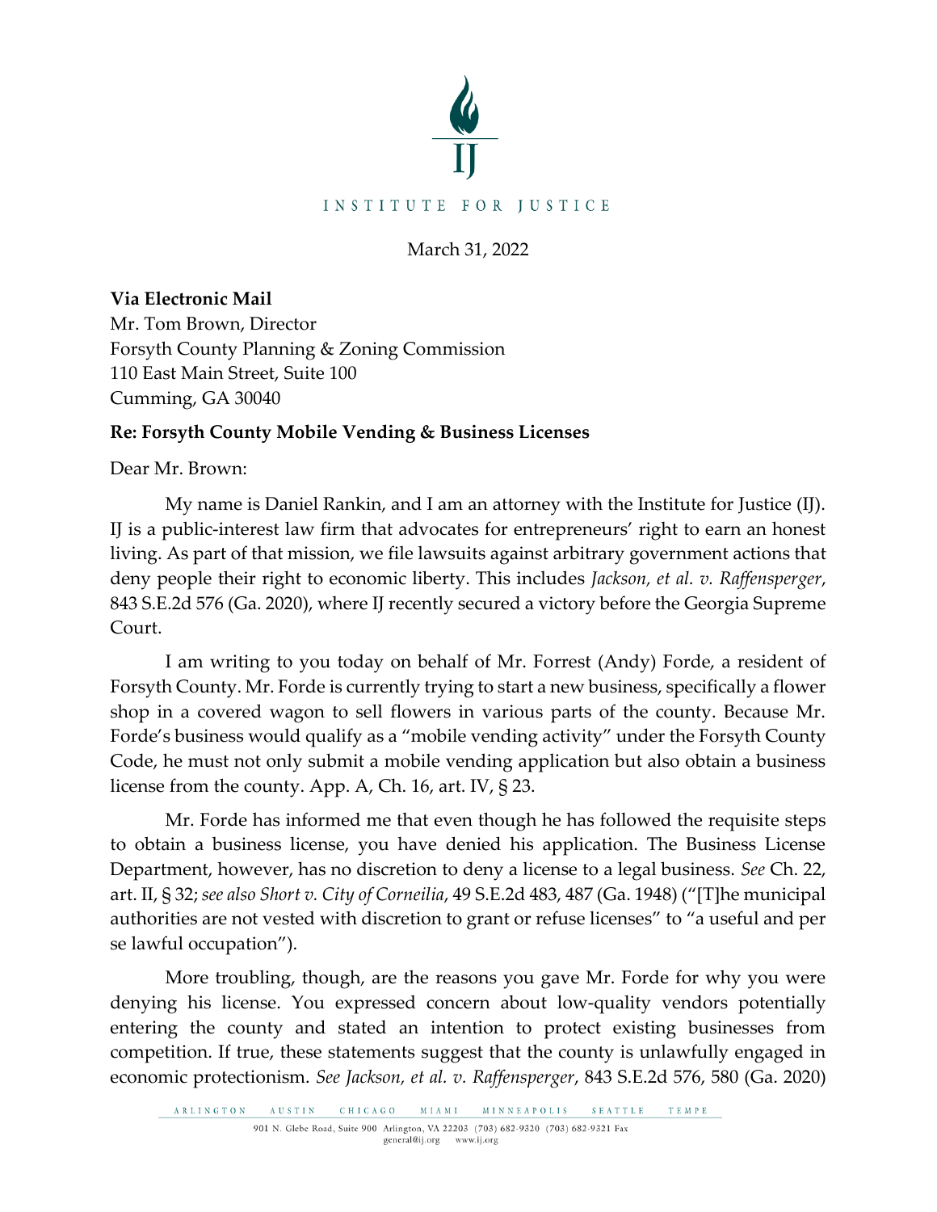INSTITUTE FOR JUSTICE

March 31, 2022

**Via Electronic Mail**
Mr. Tom Brown, Director
Forsyth County Planning & Zoning Commission
110 East Main Street, Suite 100
Cumming, GA 30040

**Re: Forsyth County Mobile Vending & Business Licenses**

Dear Mr. Brown:

My name is Daniel Rankin, and I am an attorney with the Institute for Justice (IJ). IJ is a public-interest law firm that advocates for entrepreneurs' right to earn an honest living. As part of that mission, we file lawsuits against arbitrary government actions that deny people their right to economic liberty. This includes *Jackson, et al. v. Raffensperger*, 843 S.E.2d 576 (Ga. 2020), where IJ recently secured a victory before the Georgia Supreme Court.

I am writing to you today on behalf of Mr. Forrest (Andy) Forde, a resident of Forsyth County. Mr. Forde is currently trying to start a new business, specifically a flower shop in a covered wagon to sell flowers in various parts of the county. Because Mr. Forde's business would qualify as a "mobile vending activity" under the Forsyth County Code, he must not only submit a mobile vending application but also obtain a business license from the county. App. A, Ch. 16, art. IV, § 23.

Mr. Forde has informed me that even though he has followed the requisite steps to obtain a business license, you have denied his application. The Business License Department, however, has no discretion to deny a license to a legal business. *See* Ch. 22, art. II, § 32; *see also Short v. City of Corneilia*, 49 S.E.2d 483, 487 (Ga. 1948) ("[T]he municipal authorities are not vested with discretion to grant or refuse licenses" to "a useful and per se lawful occupation").

More troubling, though, are the reasons you gave Mr. Forde for why you were denying his license. You expressed concern about low-quality vendors potentially entering the county and stated an intention to protect existing businesses from competition. If true, these statements suggest that the county is unlawfully engaged in economic protectionism. *See Jackson, et al. v. Raffensperger*, 843 S.E.2d 576, 580 (Ga. 2020)

ARLINGTON AUSTIN CHICAGO MIAMI MINNEAPOLIS SEATTLE TEMPE

901 N. Glebe Road, Suite 900 Arlington, VA 22203 (703) 682-9320 (703) 682-9321 Fax
general@ij.org www.ij.org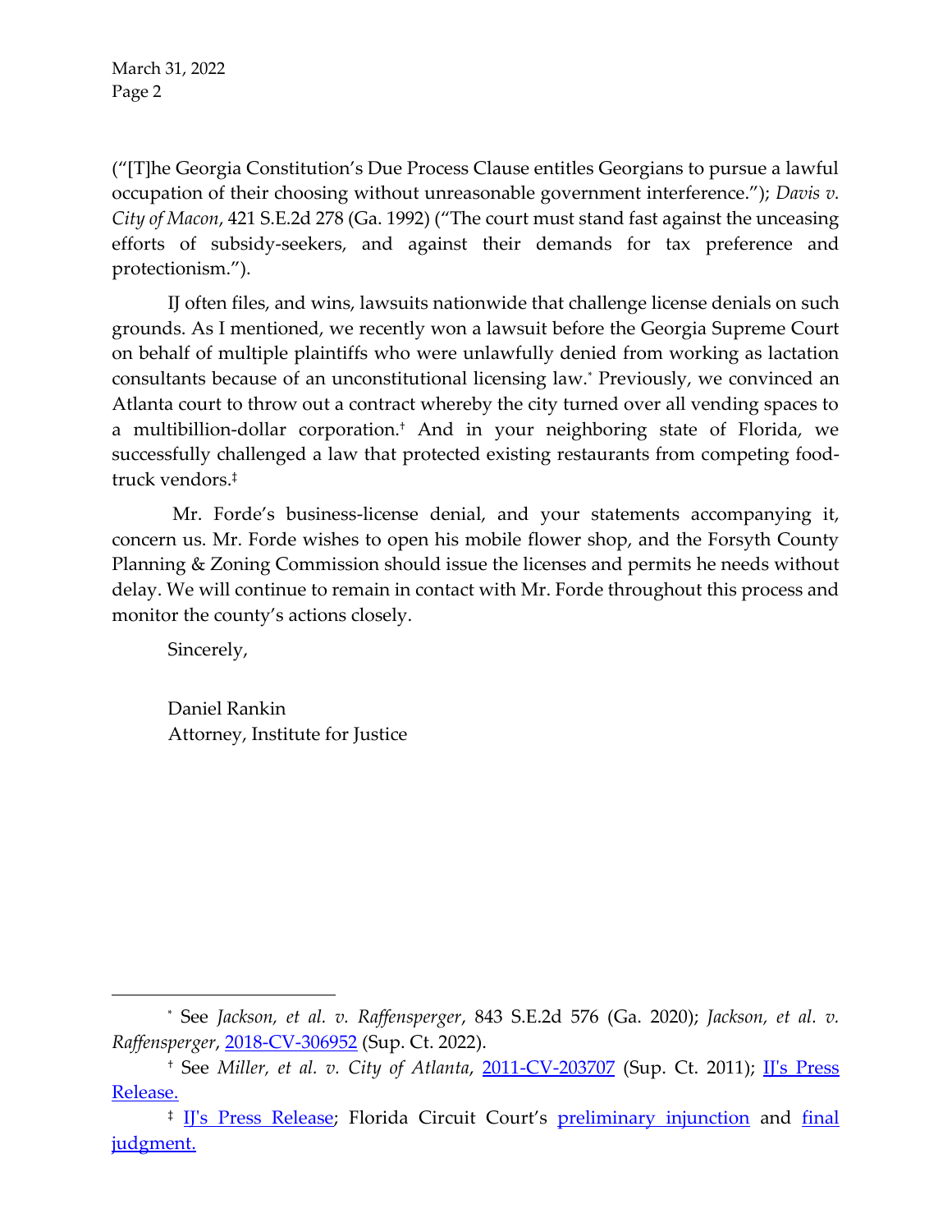("[T]he Georgia Constitution's Due Process Clause entitles Georgians to pursue a lawful occupation of their choosing without unreasonable government interference."); *Davis v. City of Macon*, 421 S.E.2d 278 (Ga. 1992) ("The court must stand fast against the unceasing efforts of subsidy-seekers, and against their demands for tax preference and protectionism.").

IJ often files, and wins, lawsuits nationwide that challenge license denials on such grounds. As I mentioned, we recently won a lawsuit before the Georgia Supreme Court on behalf of multiple plaintiffs who were unlawfully denied from working as lactation consultants because of an unconstitutional licensing law.[*] Previously, we convinced an Atlanta court to throw out a contract whereby the city turned over all vending spaces to a multibillion-dollar corporation.[†] And in your neighboring state of Florida, we successfully challenged a law that protected existing restaurants from competing food-truck vendors.[‡]

Mr. Forde's business-license denial, and your statements accompanying it, concern us. Mr. Forde wishes to open his mobile flower shop, and the Forsyth County Planning & Zoning Commission should issue the licenses and permits he needs without delay. We will continue to remain in contact with Mr. Forde throughout this process and monitor the county's actions closely.

Sincerely,

Daniel Rankin
Attorney, Institute for Justice

---

[*] See *Jackson, et al. v. Raffensperger*, 843 S.E.2d 576 (Ga. 2020); *Jackson, et al. v. Raffensperger*, 2018-CV-306952 (Sup. Ct. 2022).

[†] See *Miller, et al. v. City of Atlanta*, 2011-CV-203707 (Sup. Ct. 2011); IJ's Press Release.

[‡] IJ's Press Release; Florida Circuit Court's preliminary injunction and final judgment.